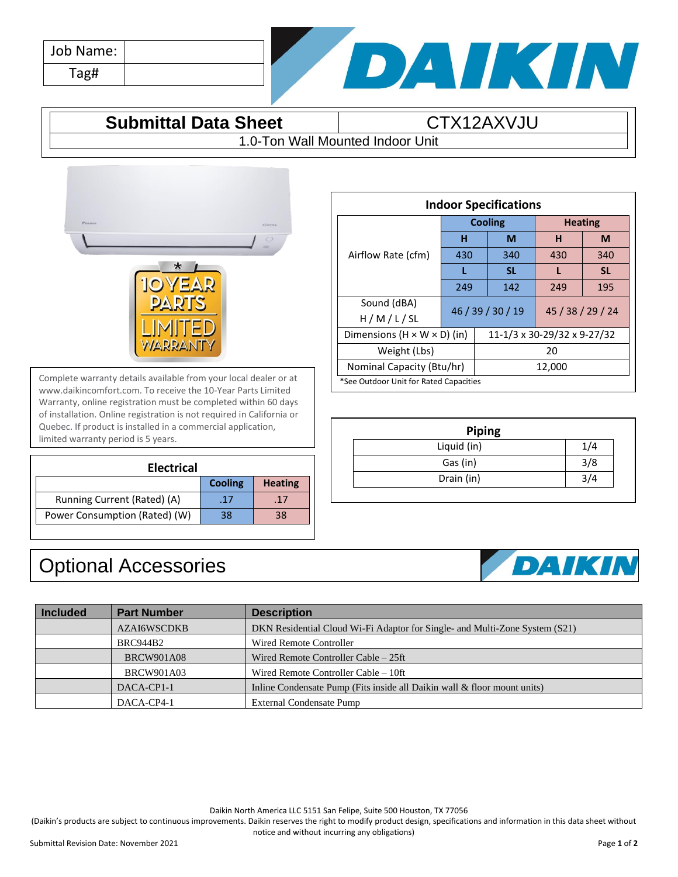| Job Name: | |
|---|---|
| Tag# | |

# Submittal Data Sheet — CTX12AXVJU

1.0-Ton Wall Mounted Indoor Unit

Complete warranty details available from your local dealer or at www.daikincomfort.com. To receive the 10-Year Parts Limited Warranty, online registration must be completed within 60 days of installation. Online registration is not required in California or Quebec. If product is installed in a commercial application, limited warranty period is 5 years.

## Electrical

| | Cooling | Heating |
|---|---|---|
| Running Current (Rated) (A) | .17 | .17 |
| Power Consumption (Rated) (W) | 38 | 38 |

## Indoor Specifications

| | Cooling | | Heating | |
|---|---|---|---|---|
| | H | M | H | M |
| Airflow Rate (cfm) | 430 | 340 | 430 | 340 |
| | L | SL | L | SL |
| | 249 | 142 | 249 | 195 |
| Sound (dBA) H / M / L / SL | 46 / 39 / 30 / 19 | | 45 / 38 / 29 / 24 | |
| Dimensions (H × W × D) (in) | 11-1/3 x 30-29/32 x 9-27/32 | | | |
| Weight (Lbs) | 20 | | | |
| Nominal Capacity (Btu/hr) | 12,000 | | | |

*See Outdoor Unit for Rated Capacities

## Piping

| | |
|---|---|
| Liquid (in) | 1/4 |
| Gas (in) | 3/8 |
| Drain (in) | 3/4 |

# Optional Accessories

| Included | Part Number | Description |
|---|---|---|
| | AZAI6WSCDKB | DKN Residential Cloud Wi-Fi Adaptor for Single- and Multi-Zone System (S21) |
| | BRC944B2 | Wired Remote Controller |
| | BRCW901A08 | Wired Remote Controller Cable – 25ft |
| | BRCW901A03 | Wired Remote Controller Cable – 10ft |
| | DACA-CP1-1 | Inline Condensate Pump (Fits inside all Daikin wall & floor mount units) |
| | DACA-CP4-1 | External Condensate Pump |

Daikin North America LLC 5151 San Felipe, Suite 500 Houston, TX 77056

(Daikin's products are subject to continuous improvements. Daikin reserves the right to modify product design, specifications and information in this data sheet without notice and without incurring any obligations)

Submittal Revision Date: November 2021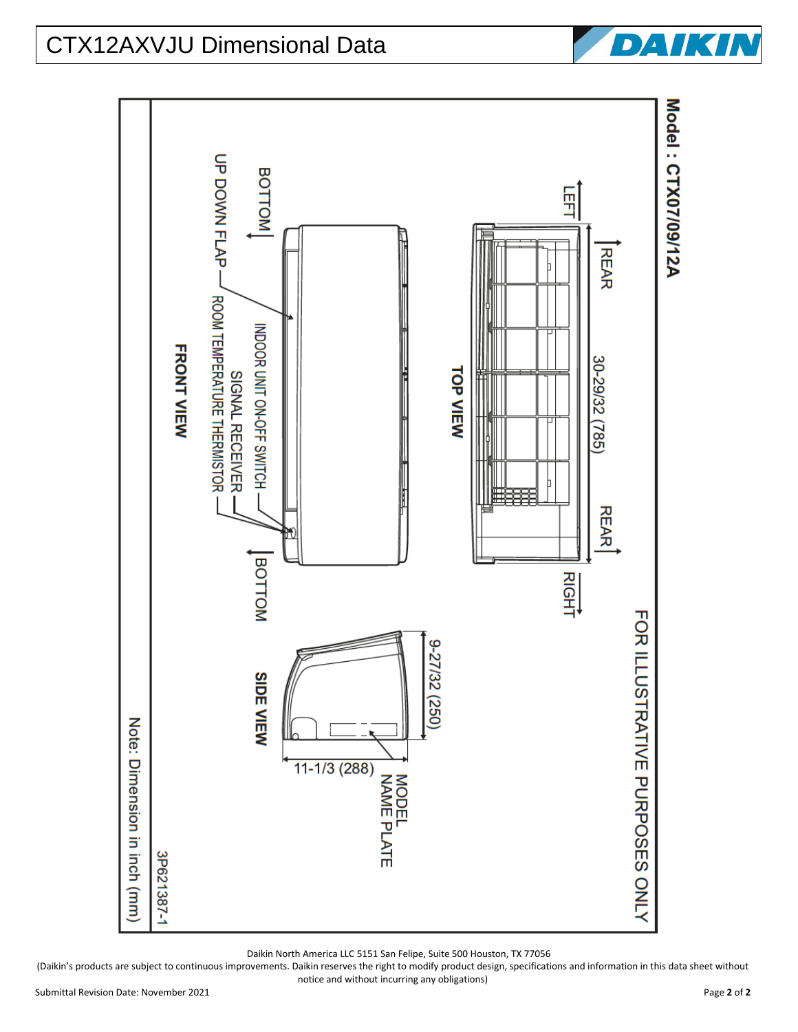# CTX12AXVJU Dimensional Data

DAIKIN

Model : CTX07/09/12A

FOR ILLUSTRATIVE PURPOSES ONLY

TOP VIEW

LEFT

REAR

30-29/32 (785)

REAR

RIGHT

FRONT VIEW

BOTTOM

UP DOWN FLAP

INDOOR UNIT ON-OFF SWITCH

SIGNAL RECEIVER

ROOM TEMPERATURE THERMISTOR

BOTTOM

SIDE VIEW

9-27/32 (250)

11-1/3 (288)

MODEL NAME PLATE

Note: Dimension in inch (mm)

3P621387-1

Daikin North America LLC 5151 San Felipe, Suite 500 Houston, TX 77056

(Daikin's products are subject to continuous improvements. Daikin reserves the right to modify product design, specifications and information in this data sheet without notice and without incurring any obligations)

Submittal Revision Date: November 2021